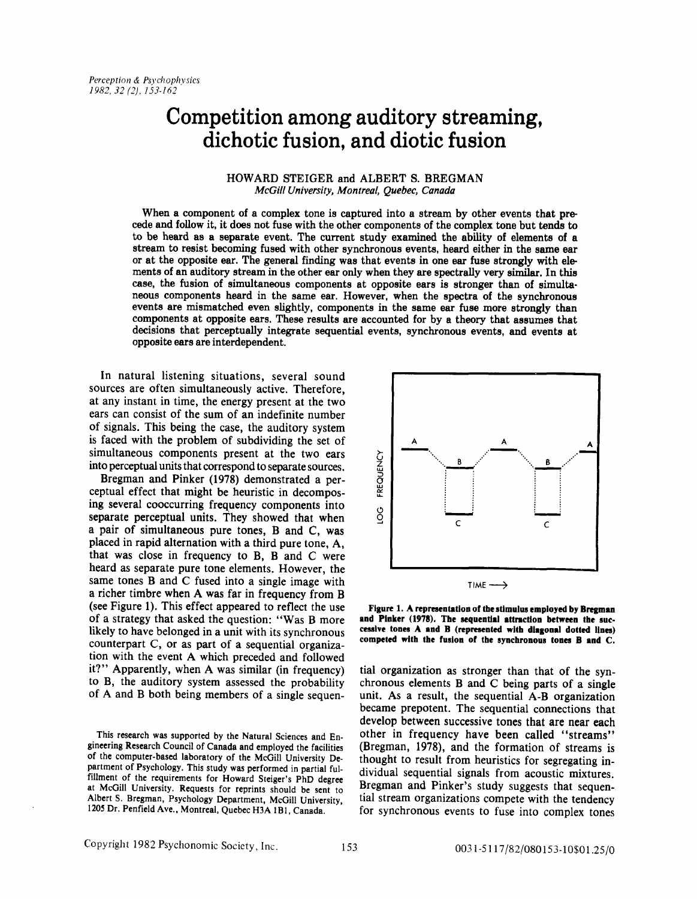# Competition among auditory streaming, dichotic fusion, and diotic fusion

HOWARD STEIGER and ALBERT S. BREGMAN
*McGill University, Montreal, Quebec, Canada*

**When a component of a complex tone is captured into a stream by other events that precede and follow it, it does not fuse with the other components of the complex tone but tends to to be heard as a separate event. The current study examined the ability of elements of a stream to resist becoming fused with other synchronous events, heard either in the same ear or at the opposite ear. The general finding was that events in one ear fuse strongly with elements of an auditory stream in the other ear only when they are spectrally very similar. In this case, the fusion of simultaneous components at opposite ears is stronger than of simultaneous components heard in the same ear. However, when the spectra of the synchronous events are mismatched even slightly, components in the same ear fuse more strongly than components at opposite ears. These results are accounted for by a theory that assumes that decisions that perceptually integrate sequential events, synchronous events, and events at opposite ears are interdependent.**

In natural listening situations, several sound sources are often simultaneously active. Therefore, at any instant in time, the energy present at the two ears can consist of the sum of an indefinite number of signals. This being the case, the auditory system is faced with the problem of subdividing the set of simultaneous components present at the two ears into perceptual units that correspond to separate sources.

Bregman and Pinker (1978) demonstrated a perceptual effect that might be heuristic in decomposing several cooccurring frequency components into separate perceptual units. They showed that when a pair of simultaneous pure tones, B and C, was placed in rapid alternation with a third pure tone, A, that was close in frequency to B, B and C were heard as separate pure tone elements. However, the same tones B and C fused into a single image with a richer timbre when A was far in frequency from B (see Figure 1). This effect appeared to reflect the use of a strategy that asked the question: "Was B more likely to have belonged in a unit with its synchronous counterpart C, or as part of a sequential organization with the event A which preceded and followed it?" Apparently, when A was similar (in frequency) to B, the auditory system assessed the probability of A and B both being members of a single sequential organization as stronger than that of the synchronous elements B and C being parts of a single unit. As a result, the sequential A-B organization became prepotent. The sequential connections that develop between successive tones that are near each other in frequency have been called "streams" (Bregman, 1978), and the formation of streams is thought to result from heuristics for segregating individual sequential signals from acoustic mixtures. Bregman and Pinker's study suggests that sequential stream organizations compete with the tendency for synchronous events to fuse into complex tones

**Figure 1. A representation of the stimulus employed by Bregman and Pinker (1978). The sequential attraction between the successive tones A and B (represented with diagonal dotted lines) competed with the fusion of the synchronous tones B and C.**

This research was supported by the Natural Sciences and Engineering Research Council of Canada and employed the facilities of the computer-based laboratory of the McGill University Department of Psychology. This study was performed in partial fulfillment of the requirements for Howard Steiger's PhD degree at McGill University. Requests for reprints should be sent to Albert S. Bregman, Psychology Department, McGill University, 1205 Dr. Penfield Ave., Montreal, Quebec H3A 1B1, Canada.

Copyright 1982 Psychonomic Society, Inc. 0031-5117/82/080153-10$01.25/0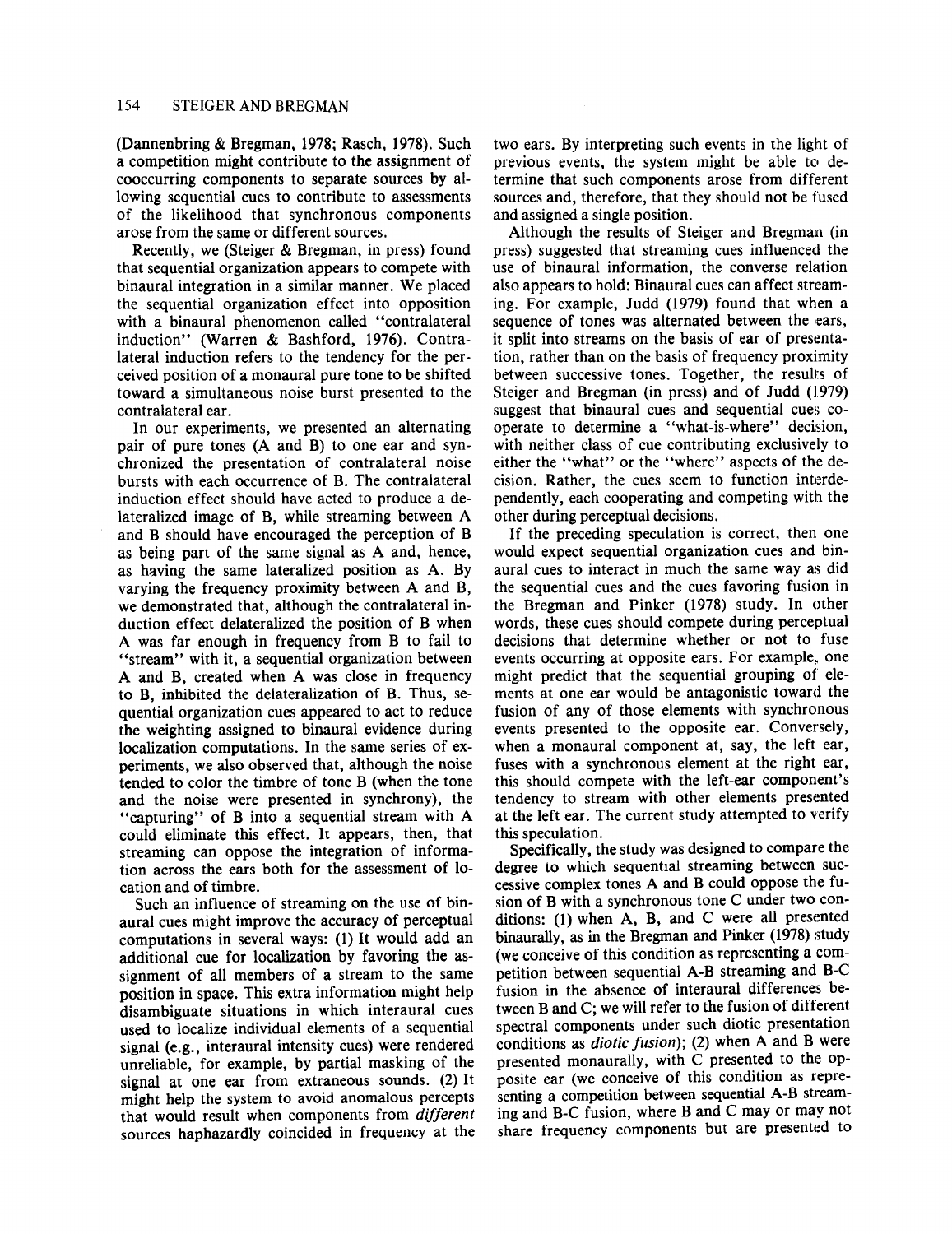(Dannenbring & Bregman, 1978; Rasch, 1978). Such a competition might contribute to the assignment of cooccurring components to separate sources by allowing sequential cues to contribute to assessments of the likelihood that synchronous components arose from the same or different sources.

Recently, we (Steiger & Bregman, in press) found that sequential organization appears to compete with binaural integration in a similar manner. We placed the sequential organization effect into opposition with a binaural phenomenon called "contralateral induction" (Warren & Bashford, 1976). Contralateral induction refers to the tendency for the perceived position of a monaural pure tone to be shifted toward a simultaneous noise burst presented to the contralateral ear.

In our experiments, we presented an alternating pair of pure tones (A and B) to one ear and synchronized the presentation of contralateral noise bursts with each occurrence of B. The contralateral induction effect should have acted to produce a delateralized image of B, while streaming between A and B should have encouraged the perception of B as being part of the same signal as A and, hence, as having the same lateralized position as A. By varying the frequency proximity between A and B, we demonstrated that, although the contralateral induction effect delateralized the position of B when A was far enough in frequency from B to fail to "stream" with it, a sequential organization between A and B, created when A was close in frequency to B, inhibited the delateralization of B. Thus, sequential organization cues appeared to act to reduce the weighting assigned to binaural evidence during localization computations. In the same series of experiments, we also observed that, although the noise tended to color the timbre of tone B (when the tone and the noise were presented in synchrony), the "capturing" of B into a sequential stream with A could eliminate this effect. It appears, then, that streaming can oppose the integration of information across the ears both for the assessment of location and of timbre.

Such an influence of streaming on the use of binaural cues might improve the accuracy of perceptual computations in several ways: (1) It would add an additional cue for localization by favoring the assignment of all members of a stream to the same position in space. This extra information might help disambiguate situations in which interaural cues used to localize individual elements of a sequential signal (e.g., interaural intensity cues) were rendered unreliable, for example, by partial masking of the signal at one ear from extraneous sounds. (2) It might help the system to avoid anomalous percepts that would result when components from *different* sources haphazardly coincided in frequency at the two ears. By interpreting such events in the light of previous events, the system might be able to determine that such components arose from different sources and, therefore, that they should not be fused and assigned a single position.

Although the results of Steiger and Bregman (in press) suggested that streaming cues influenced the use of binaural information, the converse relation also appears to hold: Binaural cues can affect streaming. For example, Judd (1979) found that when a sequence of tones was alternated between the ears, it split into streams on the basis of ear of presentation, rather than on the basis of frequency proximity between successive tones. Together, the results of Steiger and Bregman (in press) and of Judd (1979) suggest that binaural cues and sequential cues cooperate to determine a "what-is-where" decision, with neither class of cue contributing exclusively to either the "what" or the "where" aspects of the decision. Rather, the cues seem to function interdependently, each cooperating and competing with the other during perceptual decisions.

If the preceding speculation is correct, then one would expect sequential organization cues and binaural cues to interact in much the same way as did the sequential cues and the cues favoring fusion in the Bregman and Pinker (1978) study. In other words, these cues should compete during perceptual decisions that determine whether or not to fuse events occurring at opposite ears. For example, one might predict that the sequential grouping of elements at one ear would be antagonistic toward the fusion of any of those elements with synchronous events presented to the opposite ear. Conversely, when a monaural component at, say, the left ear, fuses with a synchronous element at the right ear, this should compete with the left-ear component's tendency to stream with other elements presented at the left ear. The current study attempted to verify this speculation.

Specifically, the study was designed to compare the degree to which sequential streaming between successive complex tones A and B could oppose the fusion of B with a synchronous tone C under two conditions: (1) when A, B, and C were all presented binaurally, as in the Bregman and Pinker (1978) study (we conceive of this condition as representing a competition between sequential A-B streaming and B-C fusion in the absence of interaural differences between B and C; we will refer to the fusion of different spectral components under such diotic presentation conditions as *diotic fusion*); (2) when A and B were presented monaurally, with C presented to the opposite ear (we conceive of this condition as representing a competition between sequential A-B streaming and B-C fusion, where B and C may or may not share frequency components but are presented to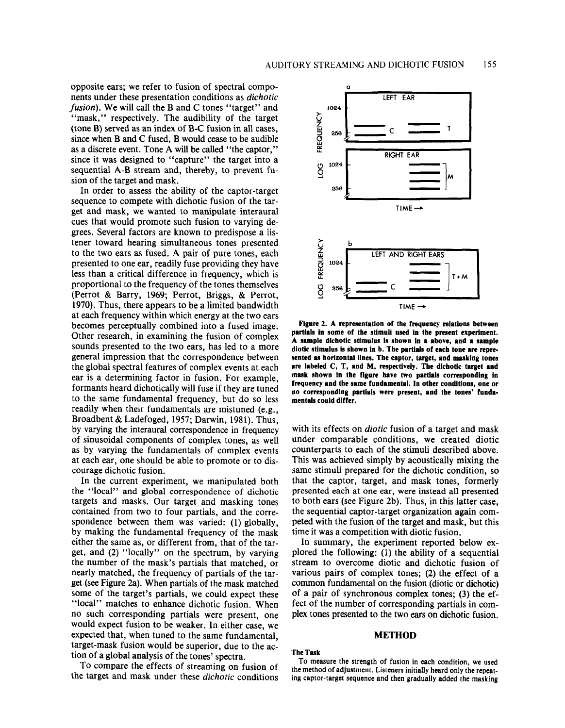opposite ears; we refer to fusion of spectral components under these presentation conditions as *dichotic fusion*). We will call the B and C tones "target" and "mask," respectively. The audibility of the target (tone B) served as an index of B-C fusion in all cases, since when B and C fused, B would cease to be audible as a discrete event. Tone A will be called "the captor," since it was designed to "capture" the target into a sequential A-B stream and, thereby, to prevent fusion of the target and mask.

In order to assess the ability of the captor-target sequence to compete with dichotic fusion of the target and mask, we wanted to manipulate interaural cues that would promote such fusion to varying degrees. Several factors are known to predispose a listener toward hearing simultaneous tones presented to the two ears as fused. A pair of pure tones, each presented to one ear, readily fuse providing they have less than a critical difference in frequency, which is proportional to the frequency of the tones themselves (Perrot & Barry, 1969; Perrot, Briggs, & Perrot, 1970). Thus, there appears to be a limited bandwidth at each frequency within which energy at the two ears becomes perceptually combined into a fused image. Other research, in examining the fusion of complex sounds presented to the two ears, has led to a more general impression that the correspondence between the global spectral features of complex events at each ear is a determining factor in fusion. For example, formants heard dichotically will fuse if they are tuned to the same fundamental frequency, but do so less readily when their fundamentals are mistuned (e.g., Broadbent & Ladefoged, 1957; Darwin, 1981). Thus, by varying the interaural correspondence in frequency of sinusoidal components of complex tones, as well as by varying the fundamentals of complex events at each ear, one should be able to promote or to discourage dichotic fusion.

In the current experiment, we manipulated both the "local" and global correspondence of dichotic targets and masks. Our target and masking tones contained from two to four partials, and the correspondence between them was varied: (1) globally, by making the fundamental frequency of the mask either the same as, or different from, that of the target, and (2) "locally" on the spectrum, by varying the number of the mask's partials that matched, or nearly matched, the frequency of partials of the target (see Figure 2a). When partials of the mask matched some of the target's partials, we could expect these "local" matches to enhance dichotic fusion. When no such corresponding partials were present, one would expect fusion to be weaker. In either case, we expected that, when tuned to the same fundamental, target-mask fusion would be superior, due to the action of a global analysis of the tones' spectra.

To compare the effects of streaming on fusion of the target and mask under these *dichotic* conditions with its effects on *diotic* fusion of a target and mask under comparable conditions, we created diotic counterparts to each of the stimuli described above. This was achieved simply by acoustically mixing the same stimuli prepared for the dichotic condition, so that the captor, target, and mask tones, formerly presented each at one ear, were instead all presented to both ears (see Figure 2b). Thus, in this latter case, the sequential captor-target organization again competed with the fusion of the target and mask, but this time it was a competition with diotic fusion.

In summary, the experiment reported below explored the following: (1) the ability of a sequential stream to overcome diotic and dichotic fusion of various pairs of complex tones; (2) the effect of a common fundamental on the fusion (diotic or dichotic) of a pair of synchronous complex tones; (3) the effect of the number of corresponding partials in complex tones presented to the two ears on dichotic fusion.

a

LEFT EAR

RIGHT EAR

LOG FREQUENCY

1024

256

C

T

M

TIME →

b

LEFT AND RIGHT EARS

LOG FREQUENCY

1024

256

C

T+M

TIME →

**Figure 2. A representation of the frequency relations between partials in some of the stimuli used in the present experiment. A sample dichotic stimulus is shown in a above, and a sample diotic stimulus is shown in b. The partials of each tone are represented as horizontal lines. The captor, target, and masking tones are labeled C, T, and M, respectively. The dichotic target and mask shown in the figure have two partials corresponding in frequency and the same fundamental. In other conditions, one or no corresponding partials were present, and the tones' fundamentals could differ.**

## METHOD

### The Task

To measure the strength of fusion in each condition, we used the method of adjustment. Listeners initially heard only the repeating captor-target sequence and then gradually added the masking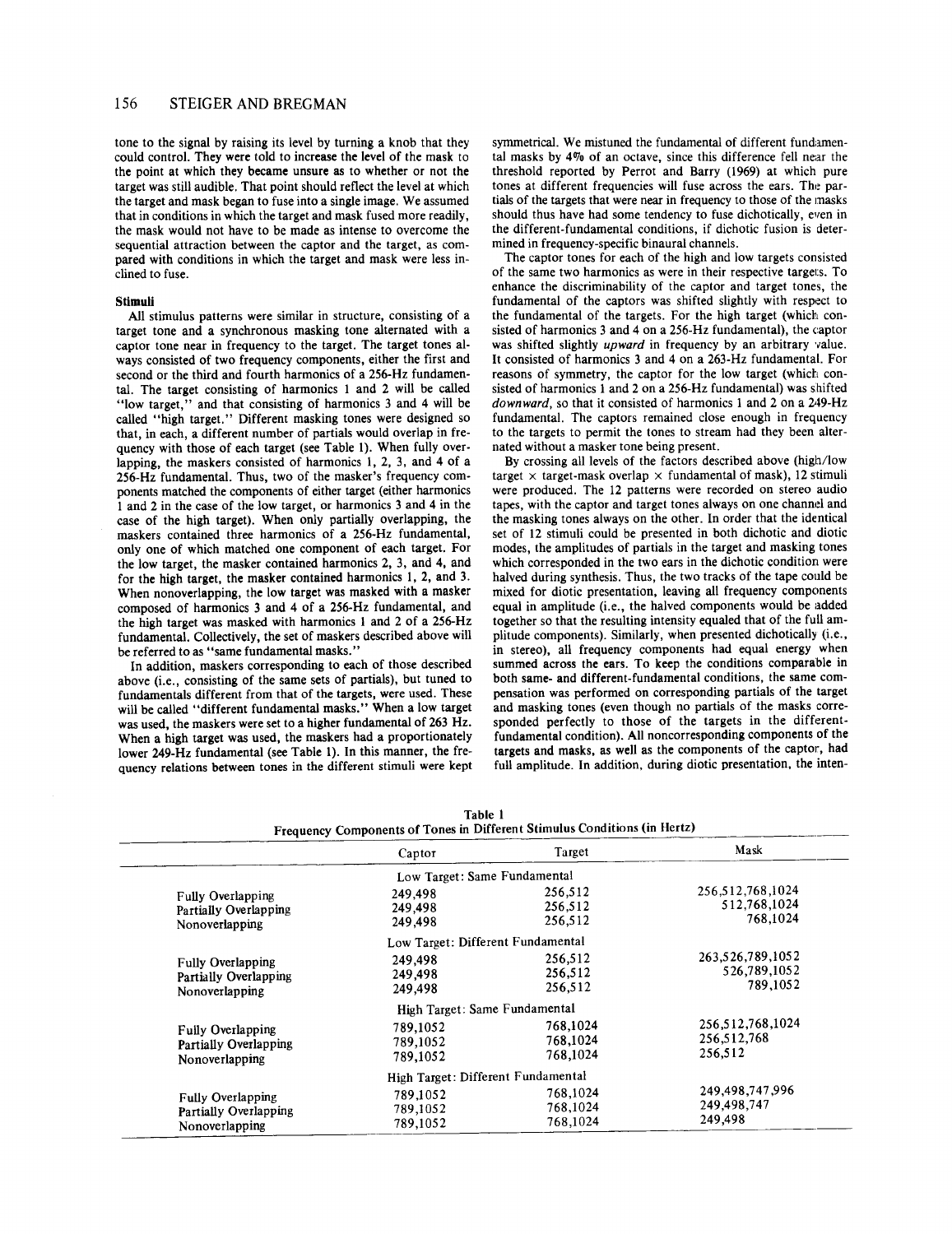tone to the signal by raising its level by turning a knob that they could control. They were told to increase the level of the mask to the point at which they became unsure as to whether or not the target was still audible. That point should reflect the level at which the target and mask began to fuse into a single image. We assumed that in conditions in which the target and mask fused more readily, the mask would not have to be made as intense to overcome the sequential attraction between the captor and the target, as compared with conditions in which the target and mask were less inclined to fuse.

### Stimuli

All stimulus patterns were similar in structure, consisting of a target tone and a synchronous masking tone alternated with a captor tone near in frequency to the target. The target tones always consisted of two frequency components, either the first and second or the third and fourth harmonics of a 256-Hz fundamental. The target consisting of harmonics 1 and 2 will be called "low target," and that consisting of harmonics 3 and 4 will be called "high target." Different masking tones were designed so that, in each, a different number of partials would overlap in frequency with those of each target (see Table 1). When fully overlapping, the maskers consisted of harmonics 1, 2, 3, and 4 of a 256-Hz fundamental. Thus, two of the masker's frequency components matched the components of either target (either harmonics 1 and 2 in the case of the low target, or harmonics 3 and 4 in the case of the high target). When only partially overlapping, the maskers contained three harmonics of a 256-Hz fundamental, only one of which matched one component of each target. For the low target, the masker contained harmonics 2, 3, and 4, and for the high target, the masker contained harmonics 1, 2, and 3. When nonoverlapping, the low target was masked with a masker composed of harmonics 3 and 4 of a 256-Hz fundamental, and the high target was masked with harmonics 1 and 2 of a 256-Hz fundamental. Collectively, the set of maskers described above will be referred to as "same fundamental masks."

In addition, maskers corresponding to each of those described above (i.e., consisting of the same sets of partials), but tuned to fundamentals different from that of the targets, were used. These will be called "different fundamental masks." When a low target was used, the maskers were set to a higher fundamental of 263 Hz. When a high target was used, the maskers had a proportionately lower 249-Hz fundamental (see Table 1). In this manner, the frequency relations between tones in the different stimuli were kept symmetrical. We mistuned the fundamental of different fundamental masks by 4% of an octave, since this difference fell near the threshold reported by Perrot and Barry (1969) at which pure tones at different frequencies will fuse across the ears. The partials of the targets that were near in frequency to those of the masks should thus have had some tendency to fuse dichotically, even in the different-fundamental conditions, if dichotic fusion is determined in frequency-specific binaural channels.

The captor tones for each of the high and low targets consisted of the same two harmonics as were in their respective targets. To enhance the discriminability of the captor and target tones, the fundamental of the captors was shifted slightly with respect to the fundamental of the targets. For the high target (which consisted of harmonics 3 and 4 on a 256-Hz fundamental), the captor was shifted slightly *upward* in frequency by an arbitrary value. It consisted of harmonics 3 and 4 on a 263-Hz fundamental. For reasons of symmetry, the captor for the low target (which consisted of harmonics 1 and 2 on a 256-Hz fundamental) was shifted *downward*, so that it consisted of harmonics 1 and 2 on a 249-Hz fundamental. The captors remained close enough in frequency to the targets to permit the tones to stream had they been alternated without a masker tone being present.

By crossing all levels of the factors described above (high/low target × target-mask overlap × fundamental of mask), 12 stimuli were produced. The 12 patterns were recorded on stereo audio tapes, with the captor and target tones always on one channel and the masking tones always on the other. In order that the identical set of 12 stimuli could be presented in both dichotic and diotic modes, the amplitudes of partials in the target and masking tones which corresponded in the two ears in the dichotic condition were halved during synthesis. Thus, the two tracks of the tape could be mixed for diotic presentation, leaving all frequency components equal in amplitude (i.e., the halved components would be added together so that the resulting intensity equaled that of the full amplitude components). Similarly, when presented dichotically (i.e., in stereo), all frequency components had equal energy when summed across the ears. To keep the conditions comparable in both same- and different-fundamental conditions, the same compensation was performed on corresponding partials of the target and masking tones (even though no partials of the masks corresponded perfectly to those of the targets in the different-fundamental condition). All noncorresponding components of the targets and masks, as well as the components of the captor, had full amplitude. In addition, during diotic presentation, the inten-

**Table 1**
**Frequency Components of Tones in Different Stimulus Conditions (in Hertz)**

| | Captor | Target | Mask |
|---|---|---|---|
| | Low Target: Same Fundamental | | |
| Fully Overlapping | 249,498 | 256,512 | 256,512,768,1024 |
| Partially Overlapping | 249,498 | 256,512 | 512,768,1024 |
| Nonoverlapping | 249,498 | 256,512 | 768,1024 |
| | Low Target: Different Fundamental | | |
| Fully Overlapping | 249,498 | 256,512 | 263,526,789,1052 |
| Partially Overlapping | 249,498 | 256,512 | 526,789,1052 |
| Nonoverlapping | 249,498 | 256,512 | 789,1052 |
| | High Target: Same Fundamental | | |
| Fully Overlapping | 789,1052 | 768,1024 | 256,512,768,1024 |
| Partially Overlapping | 789,1052 | 768,1024 | 256,512,768 |
| Nonoverlapping | 789,1052 | 768,1024 | 256,512 |
| | High Target: Different Fundamental | | |
| Fully Overlapping | 789,1052 | 768,1024 | 249,498,747,996 |
| Partially Overlapping | 789,1052 | 768,1024 | 249,498,747 |
| Nonoverlapping | 789,1052 | 768,1024 | 249,498 |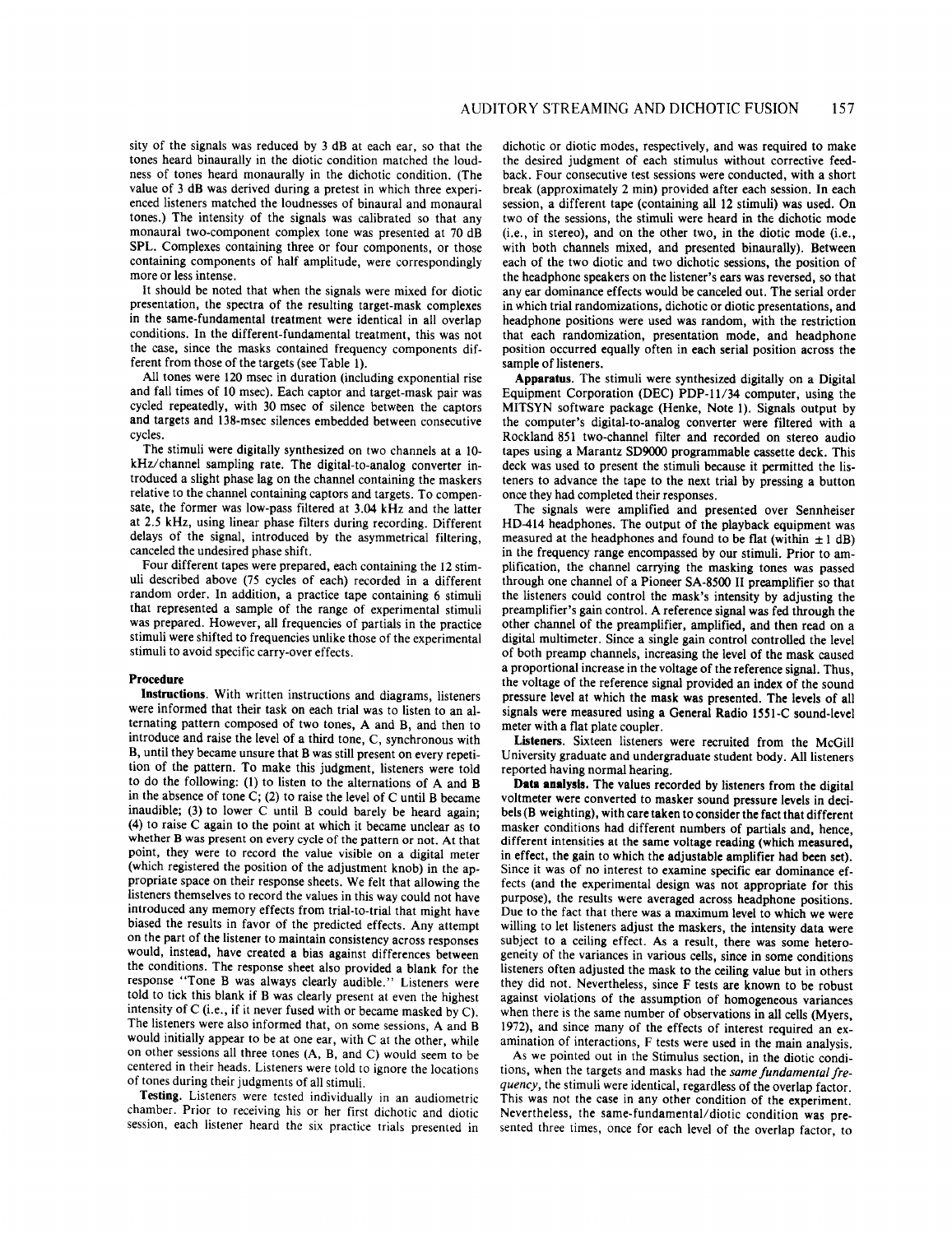sity of the signals was reduced by 3 dB at each ear, so that the tones heard binaurally in the diotic condition matched the loudness of tones heard monaurally in the dichotic condition. (The value of 3 dB was derived during a pretest in which three experienced listeners matched the loudnesses of binaural and monaural tones.) The intensity of the signals was calibrated so that any monaural two-component complex tone was presented at 70 dB SPL. Complexes containing three or four components, or those containing components of half amplitude, were correspondingly more or less intense.

It should be noted that when the signals were mixed for diotic presentation, the spectra of the resulting target-mask complexes in the same-fundamental treatment were identical in all overlap conditions. In the different-fundamental treatment, this was not the case, since the masks contained frequency components different from those of the targets (see Table 1).

All tones were 120 msec in duration (including exponential rise and fall times of 10 msec). Each captor and target-mask pair was cycled repeatedly, with 30 msec of silence between the captors and targets and 138-msec silences embedded between consecutive cycles.

The stimuli were digitally synthesized on two channels at a 10-kHz/channel sampling rate. The digital-to-analog converter introduced a slight phase lag on the channel containing the maskers relative to the channel containing captors and targets. To compensate, the former was low-pass filtered at 3.04 kHz and the latter at 2.5 kHz, using linear phase filters during recording. Different delays of the signal, introduced by the asymmetrical filtering, canceled the undesired phase shift.

Four different tapes were prepared, each containing the 12 stimuli described above (75 cycles of each) recorded in a different random order. In addition, a practice tape containing 6 stimuli that represented a sample of the range of experimental stimuli was prepared. However, all frequencies of partials in the practice stimuli were shifted to frequencies unlike those of the experimental stimuli to avoid specific carry-over effects.

### Procedure

**Instructions.** With written instructions and diagrams, listeners were informed that their task on each trial was to listen to an alternating pattern composed of two tones, A and B, and then to introduce and raise the level of a third tone, C, synchronous with B, until they became unsure that B was still present on every repetition of the pattern. To make this judgment, listeners were told to do the following: (1) to listen to the alternations of A and B in the absence of tone C; (2) to raise the level of C until B became inaudible; (3) to lower C until B could barely be heard again; (4) to raise C again to the point at which it became unclear as to whether B was present on every cycle of the pattern or not. At that point, they were to record the value visible on a digital meter (which registered the position of the adjustment knob) in the appropriate space on their response sheets. We felt that allowing the listeners themselves to record the values in this way could not have introduced any memory effects from trial-to-trial that might have biased the results in favor of the predicted effects. Any attempt on the part of the listener to maintain consistency across responses would, instead, have created a bias against differences between the conditions. The response sheet also provided a blank for the response "Tone B was always clearly audible." Listeners were told to tick this blank if B was clearly present at even the highest intensity of C (i.e., if it never fused with or became masked by C). The listeners were also informed that, on some sessions, A and B would initially appear to be at one ear, with C at the other, while on other sessions all three tones (A, B, and C) would seem to be centered in their heads. Listeners were told to ignore the locations of tones during their judgments of all stimuli.

**Testing.** Listeners were tested individually in an audiometric chamber. Prior to receiving his or her first dichotic and diotic session, each listener heard the six practice trials presented in dichotic or diotic modes, respectively, and was required to make the desired judgment of each stimulus without corrective feedback. Four consecutive test sessions were conducted, with a short break (approximately 2 min) provided after each session. In each session, a different tape (containing all 12 stimuli) was used. On two of the sessions, the stimuli were heard in the dichotic mode (i.e., in stereo), and on the other two, in the diotic mode (i.e., with both channels mixed, and presented binaurally). Between each of the two diotic and two dichotic sessions, the position of the headphone speakers on the listener's ears was reversed, so that any ear dominance effects would be canceled out. The serial order in which trial randomizations, dichotic or diotic presentations, and headphone positions were used was random, with the restriction that each randomization, presentation mode, and headphone position occurred equally often in each serial position across the sample of listeners.

**Apparatus.** The stimuli were synthesized digitally on a Digital Equipment Corporation (DEC) PDP-11/34 computer, using the MITSYN software package (Henke, Note 1). Signals output by the computer's digital-to-analog converter were filtered with a Rockland 851 two-channel filter and recorded on stereo audio tapes using a Marantz SD9000 programmable cassette deck. This deck was used to present the stimuli because it permitted the listeners to advance the tape to the next trial by pressing a button once they had completed their responses.

The signals were amplified and presented over Sennheiser HD-414 headphones. The output of the playback equipment was measured at the headphones and found to be flat (within ±1 dB) in the frequency range encompassed by our stimuli. Prior to amplification, the channel carrying the masking tones was passed through one channel of a Pioneer SA-8500 II preamplifier so that the listeners could control the mask's intensity by adjusting the preamplifier's gain control. A reference signal was fed through the other channel of the preamplifier, amplified, and then read on a digital multimeter. Since a single gain control controlled the level of both preamp channels, increasing the level of the mask caused a proportional increase in the voltage of the reference signal. Thus, the voltage of the reference signal provided an index of the sound pressure level at which the mask was presented. The levels of all signals were measured using a General Radio 1551-C sound-level meter with a flat plate coupler.

**Listeners.** Sixteen listeners were recruited from the McGill University graduate and undergraduate student body. All listeners reported having normal hearing.

**Data analysis.** The values recorded by listeners from the digital voltmeter were converted to masker sound pressure levels in decibels (B weighting), with care taken to consider the fact that different masker conditions had different numbers of partials and, hence, different intensities at the same voltage reading (which measured, in effect, the gain to which the adjustable amplifier had been set). Since it was of no interest to examine specific ear dominance effects (and the experimental design was not appropriate for this purpose), the results were averaged across headphone positions. Due to the fact that there was a maximum level to which we were willing to let listeners adjust the maskers, the intensity data were subject to a ceiling effect. As a result, there was some heterogeneity of the variances in various cells, since in some conditions listeners often adjusted the mask to the ceiling value but in others they did not. Nevertheless, since F tests are known to be robust against violations of the assumption of homogeneous variances when there is the same number of observations in all cells (Myers, 1972), and since many of the effects of interest required an examination of interactions, F tests were used in the main analysis.

As we pointed out in the Stimulus section, in the diotic conditions, when the targets and masks had the *same fundamental frequency*, the stimuli were identical, regardless of the overlap factor. This was not the case in any other condition of the experiment. Nevertheless, the same-fundamental/diotic condition was presented three times, once for each level of the overlap factor, to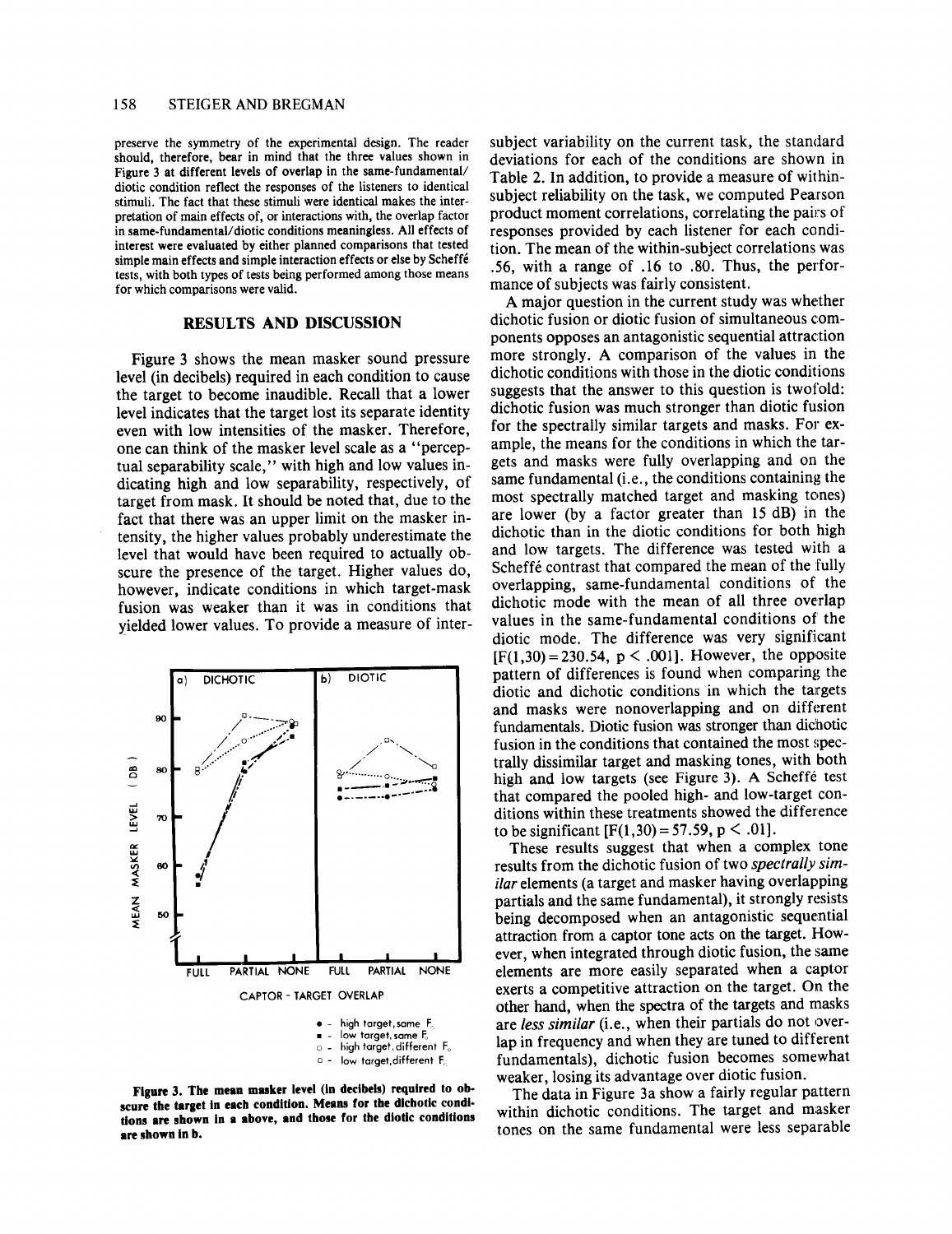preserve the symmetry of the experimental design. The reader should, therefore, bear in mind that the three values shown in Figure 3 at different levels of overlap in the same-fundamental/diotic condition reflect the responses of the listeners to identical stimuli. The fact that these stimuli were identical makes the interpretation of main effects of, or interactions with, the overlap factor in same-fundamental/diotic conditions meaningless. All effects of interest were evaluated by either planned comparisons that tested simple main effects and simple interaction effects or else by Scheffé tests, with both types of tests being performed among those means for which comparisons were valid.

## RESULTS AND DISCUSSION

Figure 3 shows the mean masker sound pressure level (in decibels) required in each condition to cause the target to become inaudible. Recall that a lower level indicates that the target lost its separate identity even with low intensities of the masker. Therefore, one can think of the masker level scale as a "perceptual separability scale," with high and low values indicating high and low separability, respectively, of target from mask. It should be noted that, due to the fact that there was an upper limit on the masker intensity, the higher values probably underestimate the level that would have been required to actually obscure the presence of the target. Higher values do, however, indicate conditions in which target-mask fusion was weaker than it was in conditions that yielded lower values. To provide a measure of inter-subject variability on the current task, the standard deviations for each of the conditions are shown in Table 2. In addition, to provide a measure of within-subject reliability on the task, we computed Pearson product moment correlations, correlating the pairs of responses provided by each listener for each condition. The mean of the within-subject correlations was .56, with a range of .16 to .80. Thus, the performance of subjects was fairly consistent.

**Figure 3. The mean masker level (in decibels) required to obscure the target in each condition. Means for the dichotic conditions are shown in a above, and those for the diotic conditions are shown in b.**

A major question in the current study was whether dichotic fusion or diotic fusion of simultaneous components opposes an antagonistic sequential attraction more strongly. A comparison of the values in the dichotic conditions with those in the diotic conditions suggests that the answer to this question is twofold: dichotic fusion was much stronger than diotic fusion for the spectrally similar targets and masks. For example, the means for the conditions in which the targets and masks were fully overlapping and on the same fundamental (i.e., the conditions containing the most spectrally matched target and masking tones) are lower (by a factor greater than 15 dB) in the dichotic than in the diotic conditions for both high and low targets. The difference was tested with a Scheffé contrast that compared the mean of the fully overlapping, same-fundamental conditions of the dichotic mode with the mean of all three overlap values in the same-fundamental conditions of the diotic mode. The difference was very significant [$F(1,30) = 230.54$, $p < .001$]. However, the opposite pattern of differences is found when comparing the diotic and dichotic conditions in which the targets and masks were nonoverlapping and on different fundamentals. Diotic fusion was stronger than dichotic fusion in the conditions that contained the most spectrally dissimilar target and masking tones, with both high and low targets (see Figure 3). A Scheffé test that compared the pooled high- and low-target conditions within these treatments showed the difference to be significant [$F(1,30) = 57.59$, $p < .01$].

These results suggest that when a complex tone results from the dichotic fusion of two *spectrally similar* elements (a target and masker having overlapping partials and the same fundamental), it strongly resists being decomposed when an antagonistic sequential attraction from a captor tone acts on the target. However, when integrated through diotic fusion, the same elements are more easily separated when a captor exerts a competitive attraction on the target. On the other hand, when the spectra of the targets and masks are *less similar* (i.e., when their partials do not overlap in frequency and when they are tuned to different fundamentals), dichotic fusion becomes somewhat weaker, losing its advantage over diotic fusion.

The data in Figure 3a show a fairly regular pattern within dichotic conditions. The target and masker tones on the same fundamental were less separable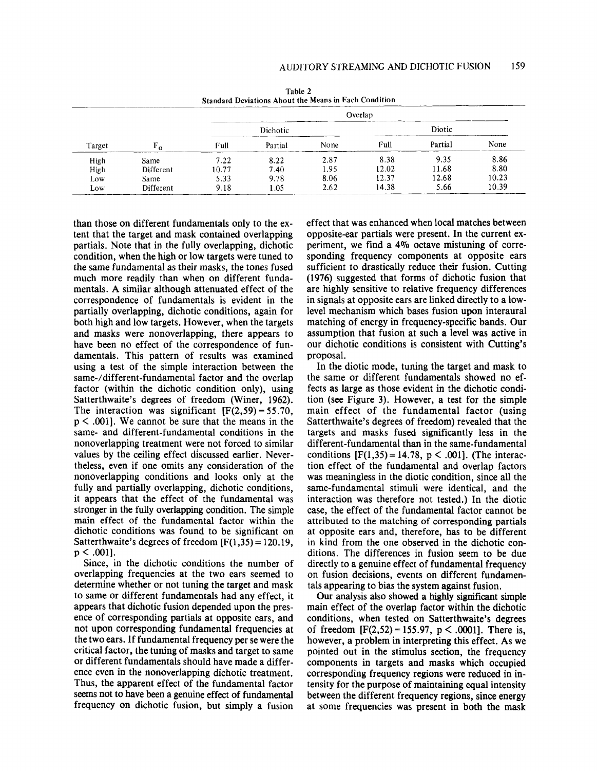Table 2
Standard Deviations About the Means in Each Condition

| Target | $F_0$ | Overlap | | | | | |
|---|---|---|---|---|---|---|---|
| | | Dichotic | | | Diotic | | |
| | | Full | Partial | None | Full | Partial | None |
| High | Same | 7.22 | 8.22 | 2.87 | 8.38 | 9.35 | 8.86 |
| High | Different | 10.77 | 7.40 | 1.95 | 12.02 | 11.68 | 8.80 |
| Low | Same | 5.33 | 9.78 | 8.06 | 12.37 | 12.68 | 10.23 |
| Low | Different | 9.18 | 1.05 | 2.62 | 14.38 | 5.66 | 10.39 |

than those on different fundamentals only to the extent that the target and mask contained overlapping partials. Note that in the fully overlapping, dichotic condition, when the high or low targets were tuned to the same fundamental as their masks, the tones fused much more readily than when on different fundamentals. A similar although attenuated effect of the correspondence of fundamentals is evident in the partially overlapping, dichotic conditions, again for both high and low targets. However, when the targets and masks were nonoverlapping, there appears to have been no effect of the correspondence of fundamentals. This pattern of results was examined using a test of the simple interaction between the same-/different-fundamental factor and the overlap factor (within the dichotic condition only), using Satterthwaite's degrees of freedom (Winer, 1962). The interaction was significant [$F(2,59) = 55.70$, $p < .001$]. We cannot be sure that the means in the same- and different-fundamental conditions in the nonoverlapping treatment were not forced to similar values by the ceiling effect discussed earlier. Nevertheless, even if one omits any consideration of the nonoverlapping conditions and looks only at the fully and partially overlapping, dichotic conditions, it appears that the effect of the fundamental was stronger in the fully overlapping condition. The simple main effect of the fundamental factor within the dichotic conditions was found to be significant on Satterthwaite's degrees of freedom [$F(1,35) = 120.19$, $p < .001$].

Since, in the dichotic conditions the number of overlapping frequencies at the two ears seemed to determine whether or not tuning the target and mask to same or different fundamentals had any effect, it appears that dichotic fusion depended upon the presence of corresponding partials at opposite ears, and not upon corresponding fundamental frequencies at the two ears. If fundamental frequency per se were the critical factor, the tuning of masks and target to same or different fundamentals should have made a difference even in the nonoverlapping dichotic treatment. Thus, the apparent effect of the fundamental factor seems not to have been a genuine effect of fundamental frequency on dichotic fusion, but simply a fusion effect that was enhanced when local matches between opposite-ear partials were present. In the current experiment, we find a 4% octave mistuning of corresponding frequency components at opposite ears sufficient to drastically reduce their fusion. Cutting (1976) suggested that forms of dichotic fusion that are highly sensitive to relative frequency differences in signals at opposite ears are linked directly to a low-level mechanism which bases fusion upon interaural matching of energy in frequency-specific bands. Our assumption that fusion at such a level was active in our dichotic conditions is consistent with Cutting's proposal.

In the diotic mode, tuning the target and mask to the same or different fundamentals showed no effects as large as those evident in the dichotic condition (see Figure 3). However, a test for the simple main effect of the fundamental factor (using Satterthwaite's degrees of freedom) revealed that the targets and masks fused significantly less in the different-fundamental than in the same-fundamental conditions [$F(1,35) = 14.78$, $p < .001$]. (The interaction effect of the fundamental and overlap factors was meaningless in the diotic condition, since all the same-fundamental stimuli were identical, and the interaction was therefore not tested.) In the diotic case, the effect of the fundamental factor cannot be attributed to the matching of corresponding partials at opposite ears and, therefore, has to be different in kind from the one observed in the dichotic conditions. The differences in fusion seem to be due directly to a genuine effect of fundamental frequency on fusion decisions, events on different fundamentals appearing to bias the system against fusion.

Our analysis also showed a highly significant simple main effect of the overlap factor within the dichotic conditions, when tested on Satterthwaite's degrees of freedom [$F(2,52) = 155.97$, $p < .0001$]. There is, however, a problem in interpreting this effect. As we pointed out in the stimulus section, the frequency components in targets and masks which occupied corresponding frequency regions were reduced in intensity for the purpose of maintaining equal intensity between the different frequency regions, since energy at some frequencies was present in both the mask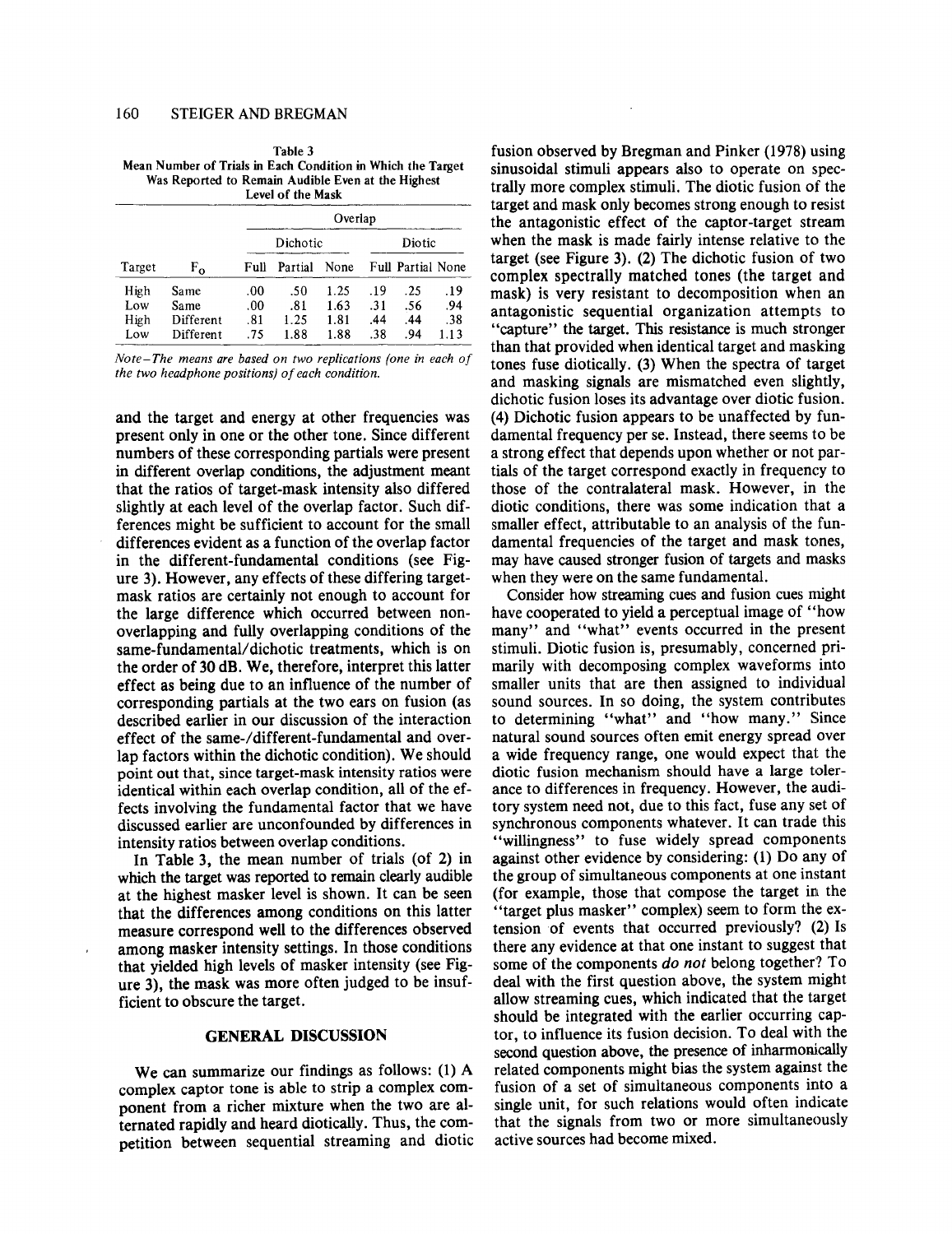Table 3
Mean Number of Trials in Each Condition in Which the Target Was Reported to Remain Audible Even at the Highest Level of the Mask

| | | Overlap | | | | | |
|---|---|---|---|---|---|---|---|
| | | Dichotic | | | Diotic | | |
| Target | $F_0$ | Full | Partial | None | Full | Partial | None |
| High | Same | .00 | .50 | 1.25 | .19 | .25 | .19 |
| Low | Same | .00 | .81 | 1.63 | .31 | .56 | .94 |
| High | Different | .81 | 1.25 | 1.81 | .44 | .44 | .38 |
| Low | Different | .75 | 1.88 | 1.88 | .38 | .94 | 1.13 |

*Note–The means are based on two replications (one in each of the two headphone positions) of each condition.*

and the target and energy at other frequencies was present only in one or the other tone. Since different numbers of these corresponding partials were present in different overlap conditions, the adjustment meant that the ratios of target-mask intensity also differed slightly at each level of the overlap factor. Such differences might be sufficient to account for the small differences evident as a function of the overlap factor in the different-fundamental conditions (see Figure 3). However, any effects of these differing target-mask ratios are certainly not enough to account for the large difference which occurred between nonoverlapping and fully overlapping conditions of the same-fundamental/dichotic treatments, which is on the order of 30 dB. We, therefore, interpret this latter effect as being due to an influence of the number of corresponding partials at the two ears on fusion (as described earlier in our discussion of the interaction effect of the same-/different-fundamental and overlap factors within the dichotic condition). We should point out that, since target-mask intensity ratios were identical within each overlap condition, all of the effects involving the fundamental factor that we have discussed earlier are unconfounded by differences in intensity ratios between overlap conditions.

In Table 3, the mean number of trials (of 2) in which the target was reported to remain clearly audible at the highest masker level is shown. It can be seen that the differences among conditions on this latter measure correspond well to the differences observed among masker intensity settings. In those conditions that yielded high levels of masker intensity (see Figure 3), the mask was more often judged to be insufficient to obscure the target.

## GENERAL DISCUSSION

We can summarize our findings as follows: (1) A complex captor tone is able to strip a complex component from a richer mixture when the two are alternated rapidly and heard diotically. Thus, the competition between sequential streaming and diotic fusion observed by Bregman and Pinker (1978) using sinusoidal stimuli appears also to operate on spectrally more complex stimuli. The diotic fusion of the target and mask only becomes strong enough to resist the antagonistic effect of the captor-target stream when the mask is made fairly intense relative to the target (see Figure 3). (2) The dichotic fusion of two complex spectrally matched tones (the target and mask) is very resistant to decomposition when an antagonistic sequential organization attempts to "capture" the target. This resistance is much stronger than that provided when identical target and masking tones fuse diotically. (3) When the spectra of target and masking signals are mismatched even slightly, dichotic fusion loses its advantage over diotic fusion. (4) Dichotic fusion appears to be unaffected by fundamental frequency per se. Instead, there seems to be a strong effect that depends upon whether or not partials of the target correspond exactly in frequency to those of the contralateral mask. However, in the diotic conditions, there was some indication that a smaller effect, attributable to an analysis of the fundamental frequencies of the target and mask tones, may have caused stronger fusion of targets and masks when they were on the same fundamental.

Consider how streaming cues and fusion cues might have cooperated to yield a perceptual image of "how many" and "what" events occurred in the present stimuli. Diotic fusion is, presumably, concerned primarily with decomposing complex waveforms into smaller units that are then assigned to individual sound sources. In so doing, the system contributes to determining "what" and "how many." Since natural sound sources often emit energy spread over a wide frequency range, one would expect that the diotic fusion mechanism should have a large tolerance to differences in frequency. However, the auditory system need not, due to this fact, fuse any set of synchronous components whatever. It can trade this "willingness" to fuse widely spread components against other evidence by considering: (1) Do any of the group of simultaneous components at one instant (for example, those that compose the target in the "target plus masker" complex) seem to form the extension of events that occurred previously? (2) Is there any evidence at that one instant to suggest that some of the components *do not* belong together? To deal with the first question above, the system might allow streaming cues, which indicated that the target should be integrated with the earlier occurring captor, to influence its fusion decision. To deal with the second question above, the presence of inharmonically related components might bias the system against the fusion of a set of simultaneous components into a single unit, for such relations would often indicate that the signals from two or more simultaneously active sources had become mixed.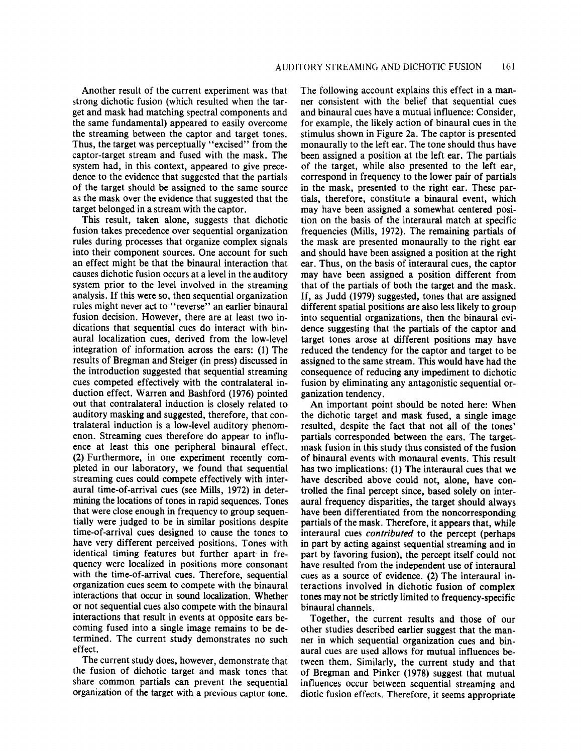Another result of the current experiment was that strong dichotic fusion (which resulted when the target and mask had matching spectral components and the same fundamental) appeared to easily overcome the streaming between the captor and target tones. Thus, the target was perceptually "excised" from the captor-target stream and fused with the mask. The system had, in this context, appeared to give precedence to the evidence that suggested that the partials of the target should be assigned to the same source as the mask over the evidence that suggested that the target belonged in a stream with the captor.

This result, taken alone, suggests that dichotic fusion takes precedence over sequential organization rules during processes that organize complex signals into their component sources. One account for such an effect might be that the binaural interaction that causes dichotic fusion occurs at a level in the auditory system prior to the level involved in the streaming analysis. If this were so, then sequential organization rules might never act to "reverse" an earlier binaural fusion decision. However, there are at least two indications that sequential cues do interact with binaural localization cues, derived from the low-level integration of information across the ears: (1) The results of Bregman and Steiger (in press) discussed in the introduction suggested that sequential streaming cues competed effectively with the contralateral induction effect. Warren and Bashford (1976) pointed out that contralateral induction is closely related to auditory masking and suggested, therefore, that contralateral induction is a low-level auditory phenomenon. Streaming cues therefore do appear to influence at least this one peripheral binaural effect. (2) Furthermore, in one experiment recently completed in our laboratory, we found that sequential streaming cues could compete effectively with interaural time-of-arrival cues (see Mills, 1972) in determining the locations of tones in rapid sequences. Tones that were close enough in frequency to group sequentially were judged to be in similar positions despite time-of-arrival cues designed to cause the tones to have very different perceived positions. Tones with identical timing features but further apart in frequency were localized in positions more consonant with the time-of-arrival cues. Therefore, sequential organization cues seem to compete with the binaural interactions that occur in sound localization. Whether or not sequential cues also compete with the binaural interactions that result in events at opposite ears becoming fused into a single image remains to be determined. The current study demonstrates no such effect.

The current study does, however, demonstrate that the fusion of dichotic target and mask tones that share common partials can prevent the sequential organization of the target with a previous captor tone. The following account explains this effect in a manner consistent with the belief that sequential cues and binaural cues have a mutual influence: Consider, for example, the likely action of binaural cues in the stimulus shown in Figure 2a. The captor is presented monaurally to the left ear. The tone should thus have been assigned a position at the left ear. The partials of the target, while also presented to the left ear, correspond in frequency to the lower pair of partials in the mask, presented to the right ear. These partials, therefore, constitute a binaural event, which may have been assigned a somewhat centered position on the basis of the interaural match at specific frequencies (Mills, 1972). The remaining partials of the mask are presented monaurally to the right ear and should have been assigned a position at the right ear. Thus, on the basis of interaural cues, the captor may have been assigned a position different from that of the partials of both the target and the mask. If, as Judd (1979) suggested, tones that are assigned different spatial positions are also less likely to group into sequential organizations, then the binaural evidence suggesting that the partials of the captor and target tones arose at different positions may have reduced the tendency for the captor and target to be assigned to the same stream. This would have had the consequence of reducing any impediment to dichotic fusion by eliminating any antagonistic sequential organization tendency.

An important point should be noted here: When the dichotic target and mask fused, a single image resulted, despite the fact that not all of the tones' partials corresponded between the ears. The target-mask fusion in this study thus consisted of the fusion of binaural events with monaural events. This result has two implications: (1) The interaural cues that we have described above could not, alone, have controlled the final percept since, based solely on interaural frequency disparities, the target should always have been differentiated from the noncorresponding partials of the mask. Therefore, it appears that, while interaural cues *contributed* to the percept (perhaps in part by acting against sequential streaming and in part by favoring fusion), the percept itself could not have resulted from the independent use of interaural cues as a source of evidence. (2) The interaural interactions involved in dichotic fusion of complex tones may not be strictly limited to frequency-specific binaural channels.

Together, the current results and those of our other studies described earlier suggest that the manner in which sequential organization cues and binaural cues are used allows for mutual influences between them. Similarly, the current study and that of Bregman and Pinker (1978) suggest that mutual influences occur between sequential streaming and diotic fusion effects. Therefore, it seems appropriate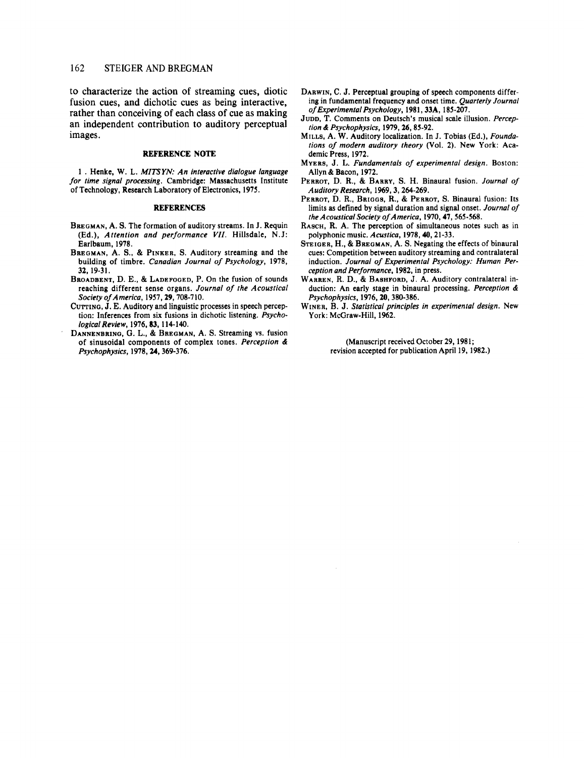to characterize the action of streaming cues, diotic fusion cues, and dichotic cues as being interactive, rather than conceiving of each class of cue as making an independent contribution to auditory perceptual images.

## REFERENCE NOTE

1. Henke, W. L. *MITSYN: An interactive dialogue language for time signal processing*. Cambridge: Massachusetts Institute of Technology, Research Laboratory of Electronics, 1975.

## REFERENCES

Bregman, A. S. The formation of auditory streams. In J. Requin (Ed.), *Attention and performance VII*. Hillsdale, N.J: Earlbaum, 1978.

Bregman, A. S., & Pinker, S. Auditory streaming and the building of timbre. *Canadian Journal of Psychology*, 1978, **32**, 19-31.

Broadbent, D. E., & Ladefoged, P. On the fusion of sounds reaching different sense organs. *Journal of the Acoustical Society of America*, 1957, **29**, 708-710.

Cutting, J. E. Auditory and linguistic processes in speech perception: Inferences from six fusions in dichotic listening. *Psychological Review*, 1976, **83**, 114-140.

Dannenbring, G. L., & Bregman, A. S. Streaming vs. fusion of sinusoidal components of complex tones. *Perception & Psychophysics*, 1978, **24**, 369-376.

Darwin, C. J. Perceptual grouping of speech components differing in fundamental frequency and onset time. *Quarterly Journal of Experimental Psychology*, 1981, **33A**, 185-207.

Judd, T. Comments on Deutsch's musical scale illusion. *Perception & Psychophysics*, 1979, **26**, 85-92.

Mills, A. W. Auditory localization. In J. Tobias (Ed.), *Foundations of modern auditory theory* (Vol. 2). New York: Academic Press, 1972.

Myers, J. L. *Fundamentals of experimental design*. Boston: Allyn & Bacon, 1972.

Perrot, D. R., & Barry, S. H. Binaural fusion. *Journal of Auditory Research*, 1969, **3**, 264-269.

Perrot, D. R., Briggs, R., & Perrot, S. Binaural fusion: Its limits as defined by signal duration and signal onset. *Journal of the Acoustical Society of America*, 1970, **47**, 565-568.

Rasch, R. A. The perception of simultaneous notes such as in polyphonic music. *Acustica*, 1978, **40**, 21-33.

Steiger, H., & Bregman, A. S. Negating the effects of binaural cues: Competition between auditory streaming and contralateral induction. *Journal of Experimental Psychology: Human Perception and Performance*, 1982, in press.

Warren, R. D., & Bashford, J. A. Auditory contralateral induction: An early stage in binaural processing. *Perception & Psychophysics*, 1976, **20**, 380-386.

Winer, B. J. *Statistical principles in experimental design*. New York: McGraw-Hill, 1962.

(Manuscript received October 29, 1981;
revision accepted for publication April 19, 1982.)